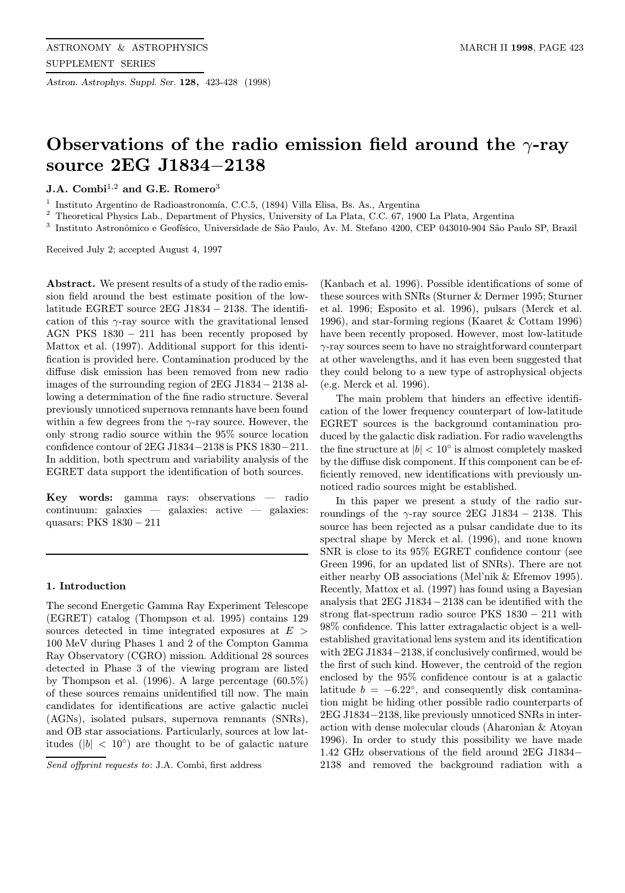# Observations of the radio emission field around the $\gamma$-ray source 2EG J1834−2138

**J.A. Combi**[1,2] **and G.E. Romero**[3]

[1] Instituto Argentino de Radioastronomía, C.C.5, (1894) Villa Elisa, Bs. As., Argentina
[2] Theoretical Physics Lab., Department of Physics, University of La Plata, C.C. 67, 1900 La Plata, Argentina
[3] Instituto Astronômico e Geofísico, Universidade de São Paulo, Av. M. Stefano 4200, CEP 043010-904 São Paulo SP, Brazil

Received July 2; accepted August 4, 1997

**Abstract.** We present results of a study of the radio emission field around the best estimate position of the low-latitude EGRET source 2EG J1834 − 2138. The identification of this $\gamma$-ray source with the gravitational lensed AGN PKS 1830 − 211 has been recently proposed by Mattox et al. (1997). Additional support for this identification is provided here. Contamination produced by the diffuse disk emission has been removed from new radio images of the surrounding region of 2EG J1834 − 2138 allowing a determination of the fine radio structure. Several previously unnoticed supernova remnants have been found within a few degrees from the $\gamma$-ray source. However, the only strong radio source within the 95% source location confidence contour of 2EG J1834−2138 is PKS 1830−211. In addition, both spectrum and variability analysis of the EGRET data support the identification of both sources.

**Key words:** gamma rays: observations — radio continuum: galaxies — galaxies: active — galaxies: quasars: PKS 1830 − 211

## 1. Introduction

The second Energetic Gamma Ray Experiment Telescope (EGRET) catalog (Thompson et al. 1995) contains 129 sources detected in time integrated exposures at $E >$ 100 MeV during Phases 1 and 2 of the Compton Gamma Ray Observatory (CGRO) mission. Additional 28 sources detected in Phase 3 of the viewing program are listed by Thompson et al. (1996). A large percentage (60.5%) of these sources remains unidentified till now. The main candidates for identifications are active galactic nuclei (AGNs), isolated pulsars, supernova remnants (SNRs), and OB star associations. Particularly, sources at low latitudes ($|b| < 10°$) are thought to be of galactic nature (Kanbach et al. 1996). Possible identifications of some of these sources with SNRs (Sturner & Dermer 1995; Sturner et al. 1996; Esposito et al. 1996), pulsars (Merck et al. 1996), and star-forming regions (Kaaret & Cottam 1996) have been recently proposed. However, most low-latitude $\gamma$-ray sources seem to have no straightforward counterpart at other wavelengths, and it has even been suggested that they could belong to a new type of astrophysical objects (e.g. Merck et al. 1996).

The main problem that hinders an effective identification of the lower frequency counterpart of low-latitude EGRET sources is the background contamination produced by the galactic disk radiation. For radio wavelengths the fine structure at $|b| < 10°$ is almost completely masked by the diffuse disk component. If this component can be efficiently removed, new identifications with previously unnoticed radio sources might be established.

In this paper we present a study of the radio surroundings of the $\gamma$-ray source 2EG J1834 − 2138. This source has been rejected as a pulsar candidate due to its spectral shape by Merck et al. (1996), and none known SNR is close to its 95% EGRET confidence contour (see Green 1996, for an updated list of SNRs). There are not either nearby OB associations (Mel'nik & Efremov 1995). Recently, Mattox et al. (1997) has found using a Bayesian analysis that 2EG J1834 − 2138 can be identified with the strong flat-spectrum radio source PKS 1830 − 211 with 98% confidence. This latter extragalactic object is a well-established gravitational lens system and its identification with 2EG J1834−2138, if conclusively confirmed, would be the first of such kind. However, the centroid of the region enclosed by the 95% confidence contour is at a galactic latitude $b = -6.22°$, and consequently disk contamination might be hiding other possible radio counterparts of 2EG J1834−2138, like previously unnoticed SNRs in interaction with dense molecular clouds (Aharonian & Atoyan 1996). In order to study this possibility we have made 1.42 GHz observations of the field around 2EG J1834−2138 and removed the background radiation with a

*Send offprint requests to*: J.A. Combi, first address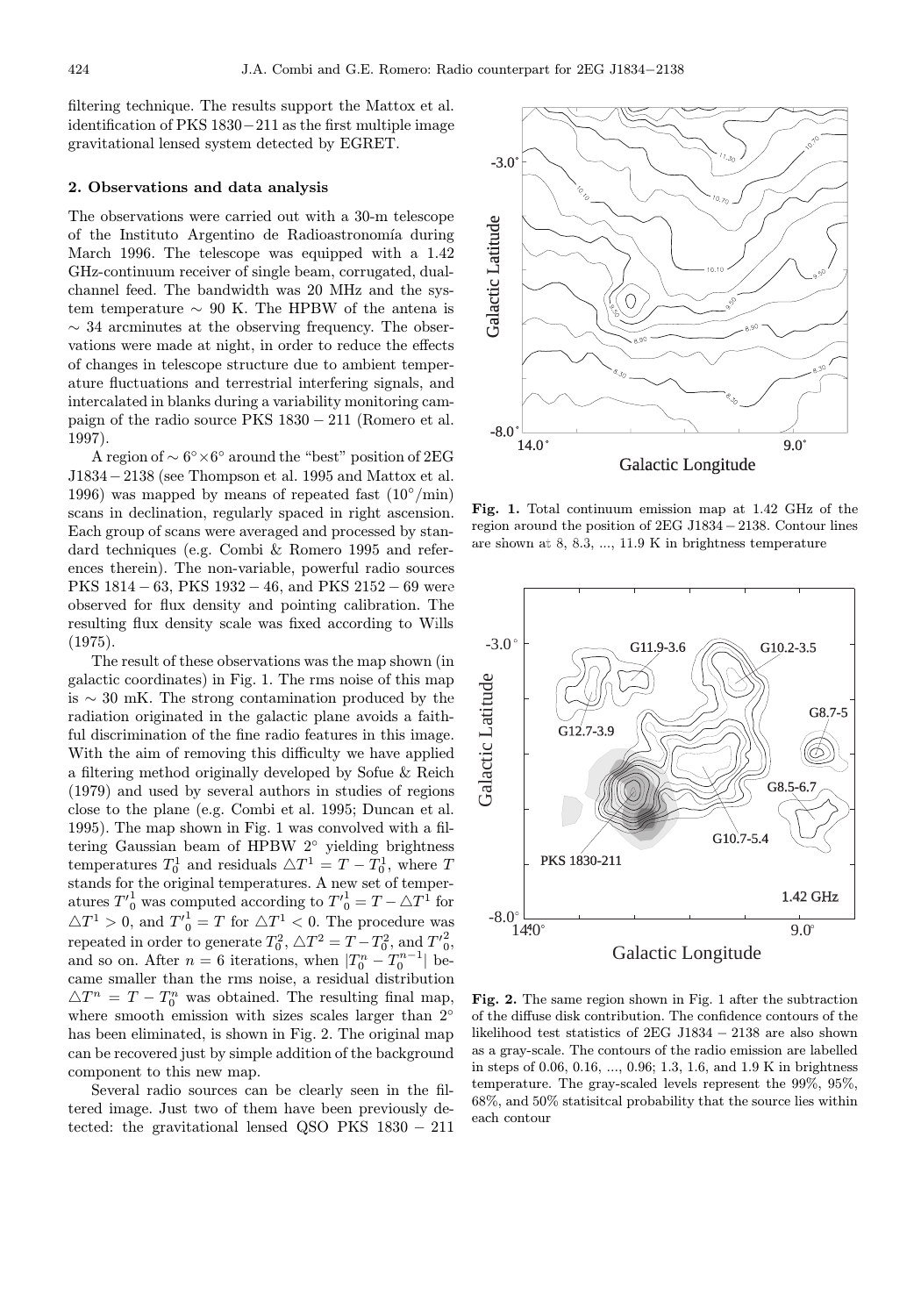filtering technique. The results support the Mattox et al. identification of PKS 1830−211 as the first multiple image gravitational lensed system detected by EGRET.

## 2. Observations and data analysis

The observations were carried out with a 30-m telescope of the Instituto Argentino de Radioastronomía during March 1996. The telescope was equipped with a 1.42 GHz-continuum receiver of single beam, corrugated, dual-channel feed. The bandwidth was 20 MHz and the system temperature $\sim$ 90 K. The HPBW of the antena is $\sim$ 34 arcminutes at the observing frequency. The observations were made at night, in order to reduce the effects of changes in telescope structure due to ambient temperature fluctuations and terrestrial interfering signals, and intercalated in blanks during a variability monitoring campaign of the radio source PKS 1830 − 211 (Romero et al. 1997).

A region of $\sim 6^\circ \times 6^\circ$ around the "best" position of 2EG J1834 − 2138 (see Thompson et al. 1995 and Mattox et al. 1996) was mapped by means of repeated fast ($10^\circ$/min) scans in declination, regularly spaced in right ascension. Each group of scans were averaged and processed by standard techniques (e.g. Combi & Romero 1995 and references therein). The non-variable, powerful radio sources PKS 1814 − 63, PKS 1932 − 46, and PKS 2152 − 69 were observed for flux density and pointing calibration. The resulting flux density scale was fixed according to Wills (1975).

The result of these observations was the map shown (in galactic coordinates) in Fig. 1. The rms noise of this map is $\sim$ 30 mK. The strong contamination produced by the radiation originated in the galactic plane avoids a faithful discrimination of the fine radio features in this image. With the aim of removing this difficulty we have applied a filtering method originally developed by Sofue & Reich (1979) and used by several authors in studies of regions close to the plane (e.g. Combi et al. 1995; Duncan et al. 1995). The map shown in Fig. 1 was convolved with a filtering Gaussian beam of HPBW $2^\circ$ yielding brightness temperatures $T_0^1$ and residuals $\triangle T^1 = T - T_0^1$, where $T$ stands for the original temperatures. A new set of temperatures $T'^1_0$ was computed according to $T'^1_0 = T - \triangle T^1$ for $\triangle T^1 > 0$, and $T'^1_0 = T$ for $\triangle T^1 < 0$. The procedure was repeated in order to generate $T_0^2$, $\triangle T^2 = T - T_0^2$, and $T'^2_0$, and so on. After $n = 6$ iterations, when $|T_0^n - T_0^{n-1}|$ became smaller than the rms noise, a residual distribution $\triangle T^n = T - T_0^n$ was obtained. The resulting final map, where smooth emission with sizes scales larger than $2^\circ$ has been eliminated, is shown in Fig. 2. The original map can be recovered just by simple addition of the background component to this new map.

Several radio sources can be clearly seen in the filtered image. Just two of them have been previously detected: the gravitational lensed QSO PKS 1830 − 211

**Fig. 1.** Total continuum emission map at 1.42 GHz of the region around the position of 2EG J1834 − 2138. Contour lines are shown at 8, 8.3, ..., 11.9 K in brightness temperature

**Fig. 2.** The same region shown in Fig. 1 after the subtraction of the diffuse disk contribution. The confidence contours of the likelihood test statistics of 2EG J1834 − 2138 are also shown as a gray-scale. The contours of the radio emission are labelled in steps of 0.06, 0.16, ..., 0.96; 1.3, 1.6, and 1.9 K in brightness temperature. The gray-scaled levels represent the 99%, 95%, 68%, and 50% statisitcal probability that the source lies within each contour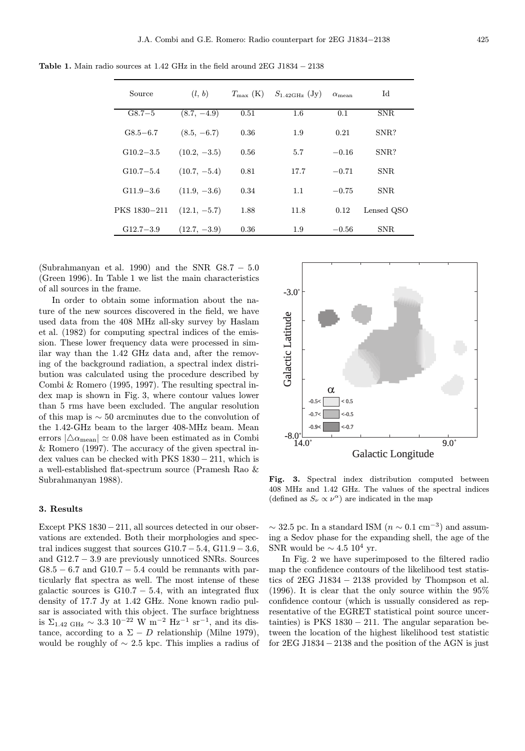**Table 1.** Main radio sources at 1.42 GHz in the field around 2EG J1834 − 2138

| Source | $(l, b)$ | $T_{\max}$ (K) | $S_{1.42\mathrm{GHz}}$ (Jy) | $\alpha_{\mathrm{mean}}$ | Id |
|---|---|---|---|---|---|
| G8.7−5 | (8.7, −4.9) | 0.51 | 1.6 | 0.1 | SNR |
| G8.5−6.7 | (8.5, −6.7) | 0.36 | 1.9 | 0.21 | SNR? |
| G10.2−3.5 | (10.2, −3.5) | 0.56 | 5.7 | −0.16 | SNR? |
| G10.7−5.4 | (10.7, −5.4) | 0.81 | 17.7 | −0.71 | SNR |
| G11.9−3.6 | (11.9, −3.6) | 0.34 | 1.1 | −0.75 | SNR |
| PKS 1830−211 | (12.1, −5.7) | 1.88 | 11.8 | 0.12 | Lensed QSO |
| G12.7−3.9 | (12.7, −3.9) | 0.36 | 1.9 | −0.56 | SNR |

(Subrahmanyan et al. 1990) and the SNR G8.7 − 5.0 (Green 1996). In Table 1 we list the main characteristics of all sources in the frame.

In order to obtain some information about the nature of the new sources discovered in the field, we have used data from the 408 MHz all-sky survey by Haslam et al. (1982) for computing spectral indices of the emission. These lower frequency data were processed in similar way than the 1.42 GHz data and, after the removing of the background radiation, a spectral index distribution was calculated using the procedure described by Combi & Romero (1995, 1997). The resulting spectral index map is shown in Fig. 3, where contour values lower than 5 rms have been excluded. The angular resolution of this map is $\sim 50$ arcminutes due to the convolution of the 1.42-GHz beam to the larger 408-MHz beam. Mean errors $|\triangle\alpha_{\mathrm{mean}}| \simeq 0.08$ have been estimated as in Combi & Romero (1997). The accuracy of the given spectral index values can be checked with PKS 1830 − 211, which is a well-established flat-spectrum source (Pramesh Rao & Subrahmanyan 1988).

**Fig. 3.** Spectral index distribution computed between 408 MHz and 1.42 GHz. The values of the spectral indices (defined as $S_\nu \propto \nu^\alpha$) are indicated in the map

## 3. Results

Except PKS 1830 − 211, all sources detected in our observations are extended. Both their morphologies and spectral indices suggest that sources G10.7 − 5.4, G11.9 − 3.6, and G12.7 − 3.9 are previously unnoticed SNRs. Sources G8.5 − 6.7 and G10.7 − 5.4 could be remnants with particularly flat spectra as well. The most intense of these galactic sources is G10.7 − 5.4, with an integrated flux density of 17.7 Jy at 1.42 GHz. None known radio pulsar is associated with this object. The surface brightness is $\Sigma_{1.42\ \mathrm{GHz}} \sim 3.3\ 10^{-22}$ W m$^{-2}$ Hz$^{-1}$ sr$^{-1}$, and its distance, according to a $\Sigma - D$ relationship (Milne 1979), would be roughly of $\sim 2.5$ kpc. This implies a radius of $\sim 32.5$ pc. In a standard ISM ($n \sim 0.1$ cm$^{-3}$) and assuming a Sedov phase for the expanding shell, the age of the SNR would be $\sim 4.5\ 10^4$ yr.

In Fig. 2 we have superimposed to the filtered radio map the confidence contours of the likelihood test statistics of 2EG J1834 − 2138 provided by Thompson et al. (1996). It is clear that the only source within the 95% confidence contour (which is usually considered as representative of the EGRET statistical point source uncertainties) is PKS 1830 − 211. The angular separation between the location of the highest likelihood test statistic for 2EG J1834 − 2138 and the position of the AGN is just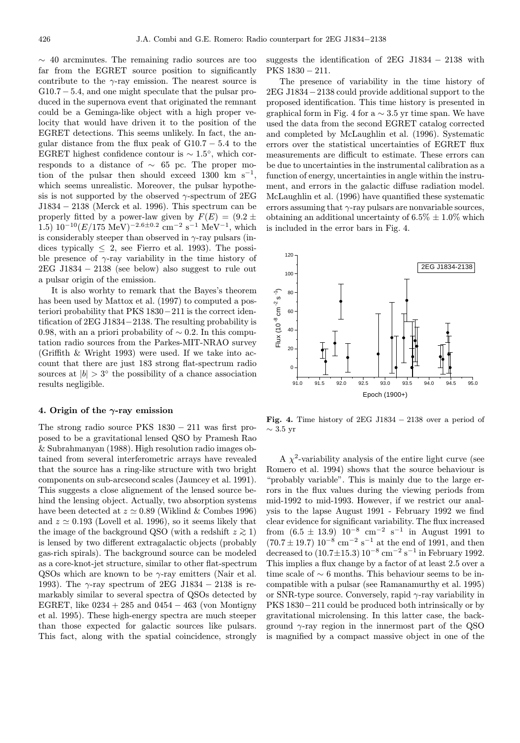∼ 40 arcminutes. The remaining radio sources are too far from the EGRET source position to significantly contribute to the γ-ray emission. The nearest source is G10.7 − 5.4, and one might speculate that the pulsar produced in the supernova event that originated the remnant could be a Geminga-like object with a high proper velocity that would have driven it to the position of the EGRET detections. This seems unlikely. In fact, the angular distance from the flux peak of G10.7 − 5.4 to the EGRET highest confidence contour is $\sim 1.5°$, which corresponds to a distance of ∼ 65 pc. The proper motion of the pulsar then should exceed 1300 km $s^{-1}$, which seems unrealistic. Moreover, the pulsar hypothesis is not supported by the observed γ-spectrum of 2EG J1834 − 2138 (Merck et al. 1996). This spectrum can be properly fitted by a power-law given by $F(E) = (9.2 \pm 1.5)\ 10^{-10} (E/175\ \mathrm{MeV})^{-2.6\pm0.2}\ \mathrm{cm}^{-2}\ \mathrm{s}^{-1}\ \mathrm{MeV}^{-1}$, which is considerably steeper than observed in γ-ray pulsars (indices typically $\leq 2$, see Fierro et al. 1993). The possible presence of γ-ray variability in the time history of 2EG J1834 − 2138 (see below) also suggest to rule out a pulsar origin of the emission.

It is also worhty to remark that the Bayes's theorem has been used by Mattox et al. (1997) to computed a posteriori probability that PKS 1830−211 is the correct identification of 2EG J1834−2138. The resulting probability is 0.98, with an a priori probability of ∼ 0.2. In this computation radio sources from the Parkes-MIT-NRAO survey (Griffith & Wright 1993) were used. If we take into account that there are just 183 strong flat-spectrum radio sources at $|b| > 3°$ the possibility of a chance association results negligible.

#### 4. Origin of the γ-ray emission

The strong radio source PKS 1830 − 211 was first proposed to be a gravitational lensed QSO by Pramesh Rao & Subrahmanyan (1988). High resolution radio images obtained from several interferometric arrays have revealed that the source has a ring-like structure with two bright components on sub-arcsecond scales (Jauncey et al. 1991). This suggests a close alignement of the lensed source behind the lensing object. Actually, two absorption systems have been detected at $z \simeq 0.89$ (Wiklind & Combes 1996) and $z \simeq 0.193$ (Lovell et al. 1996), so it seems likely that the image of the background QSO (with a redshift $z \gtrsim 1$) is lensed by two different extragalactic objects (probably gas-rich spirals). The background source can be modeled as a core-knot-jet structure, similar to other flat-spectrum QSOs which are known to be γ-ray emitters (Nair et al. 1993). The γ-ray spectrum of 2EG J1834 − 2138 is remarkably similar to several spectra of QSOs detected by EGRET, like 0234 + 285 and 0454 − 463 (von Montigny et al. 1995). These high-energy spectra are much steeper than those expected for galactic sources like pulsars. This fact, along with the spatial coincidence, strongly suggests the identification of 2EG J1834 − 2138 with PKS 1830 − 211.

The presence of variability in the time history of 2EG J1834−2138 could provide additional support to the proposed identification. This time history is presented in graphical form in Fig. 4 for a ∼ 3.5 yr time span. We have used the data from the second EGRET catalog corrected and completed by McLaughlin et al. (1996). Systematic errors over the statistical uncertainties of EGRET flux measurements are difficult to estimate. These errors can be due to uncertainties in the instrumental calibration as a function of energy, uncertainties in angle within the instrument, and errors in the galactic diffuse radiation model. McLaughlin et al. (1996) have quantified these systematic errors assuming that γ-ray pulsars are nonvariable sources, obtaining an additional uncertainty of $6.5\% \pm 1.0\%$ which is included in the error bars in Fig. 4.

**Fig. 4.** Time history of 2EG J1834 − 2138 over a period of ∼ 3.5 yr

A $\chi^2$-variability analysis of the entire light curve (see Romero et al. 1994) shows that the source behaviour is "probably variable". This is mainly due to the large errors in the flux values during the viewing periods from mid-1992 to mid-1993. However, if we restrict our analysis to the lapse August 1991 - February 1992 we find clear evidence for significant variability. The flux increased from $(6.5 \pm 13.9)\ 10^{-8}\ \mathrm{cm}^{-2}\ \mathrm{s}^{-1}$ in August 1991 to $(70.7 \pm 19.7)\ 10^{-8}\ \mathrm{cm}^{-2}\ \mathrm{s}^{-1}$ at the end of 1991, and then decreased to $(10.7 \pm 15.3)\ 10^{-8}\ \mathrm{cm}^{-2}\ \mathrm{s}^{-1}$ in February 1992. This implies a flux change by a factor of at least 2.5 over a time scale of ∼ 6 months. This behaviour seems to be incompatible with a pulsar (see Ramanamurthy et al. 1995) or SNR-type source. Conversely, rapid γ-ray variability in PKS 1830−211 could be produced both intrinsically or by gravitational microlensing. In this latter case, the background γ-ray region in the innermost part of the QSO is magnified by a compact massive object in one of the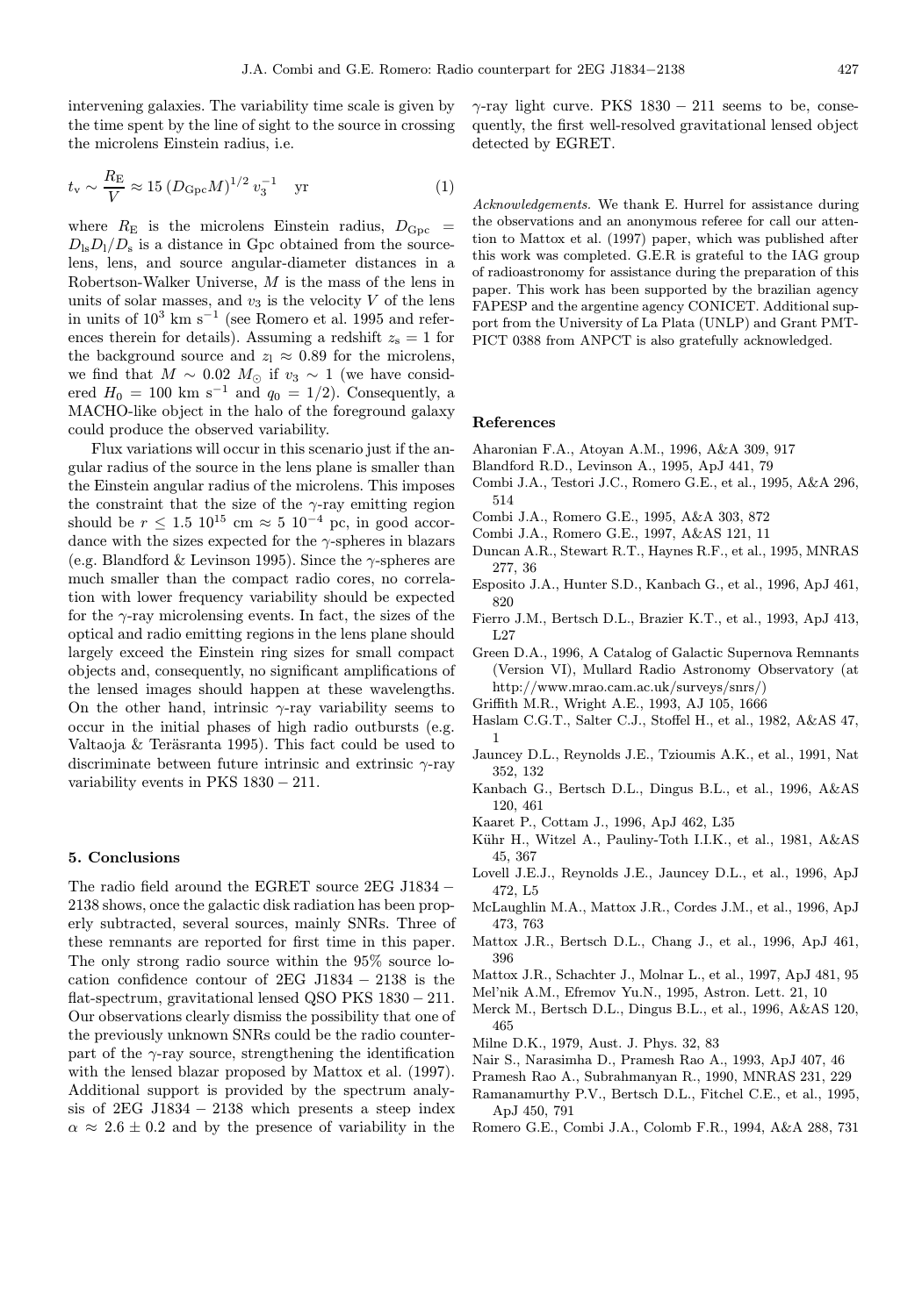intervening galaxies. The variability time scale is given by the time spent by the line of sight to the source in crossing the microlens Einstein radius, i.e.

$$t_{\rm v} \sim \frac{R_{\rm E}}{V} \approx 15\,(D_{\rm Gpc}M)^{1/2}\,v_3^{-1} \quad {\rm yr} \tag{1}$$

where $R_{\rm E}$ is the microlens Einstein radius, $D_{\rm Gpc} = D_{\rm ls}D_{\rm l}/D_{\rm s}$ is a distance in Gpc obtained from the source-lens, lens, and source angular-diameter distances in a Robertson-Walker Universe, $M$ is the mass of the lens in units of solar masses, and $v_3$ is the velocity $V$ of the lens in units of $10^3$ km s$^{-1}$ (see Romero et al. 1995 and references therein for details). Assuming a redshift $z_{\rm s} = 1$ for the background source and $z_{\rm l} \approx 0.89$ for the microlens, we find that $M \sim 0.02\ M_{\odot}$ if $v_3 \sim 1$ (we have considered $H_0 = 100$ km s$^{-1}$ and $q_0 = 1/2$). Consequently, a MACHO-like object in the halo of the foreground galaxy could produce the observed variability.

Flux variations will occur in this scenario just if the angular radius of the source in the lens plane is smaller than the Einstein angular radius of the microlens. This imposes the constraint that the size of the $\gamma$-ray emitting region should be $r \leq 1.5\ 10^{15}$ cm $\approx 5\ 10^{-4}$ pc, in good accordance with the sizes expected for the $\gamma$-spheres in blazars (e.g. Blandford & Levinson 1995). Since the $\gamma$-spheres are much smaller than the compact radio cores, no correlation with lower frequency variability should be expected for the $\gamma$-ray microlensing events. In fact, the sizes of the optical and radio emitting regions in the lens plane should largely exceed the Einstein ring sizes for small compact objects and, consequently, no significant amplifications of the lensed images should happen at these wavelengths. On the other hand, intrinsic $\gamma$-ray variability seems to occur in the initial phases of high radio outbursts (e.g. Valtaoja & Teräsranta 1995). This fact could be used to discriminate between future intrinsic and extrinsic $\gamma$-ray variability events in PKS 1830 − 211.

## 5. Conclusions

The radio field around the EGRET source 2EG J1834 − 2138 shows, once the galactic disk radiation has been properly subtracted, several sources, mainly SNRs. Three of these remnants are reported for first time in this paper. The only strong radio source within the 95% source location confidence contour of 2EG J1834 − 2138 is the flat-spectrum, gravitational lensed QSO PKS 1830 − 211. Our observations clearly dismiss the possibility that one of the previously unknown SNRs could be the radio counterpart of the $\gamma$-ray source, strengthening the identification with the lensed blazar proposed by Mattox et al. (1997). Additional support is provided by the spectrum analysis of 2EG J1834 − 2138 which presents a steep index $\alpha \approx 2.6 \pm 0.2$ and by the presence of variability in the $\gamma$-ray light curve. PKS 1830 − 211 seems to be, consequently, the first well-resolved gravitational lensed object detected by EGRET.

*Acknowledgements.* We thank E. Hurrel for assistance during the observations and an anonymous referee for call our attention to Mattox et al. (1997) paper, which was published after this work was completed. G.E.R is grateful to the IAG group of radioastronomy for assistance during the preparation of this paper. This work has been supported by the brazilian agency FAPESP and the argentine agency CONICET. Additional support from the University of La Plata (UNLP) and Grant PMT-PICT 0388 from ANPCT is also gratefully acknowledged.

## References

Aharonian F.A., Atoyan A.M., 1996, A&A 309, 917

Blandford R.D., Levinson A., 1995, ApJ 441, 79

Combi J.A., Testori J.C., Romero G.E., et al., 1995, A&A 296, 514

Combi J.A., Romero G.E., 1995, A&A 303, 872

Combi J.A., Romero G.E., 1997, A&AS 121, 11

Duncan A.R., Stewart R.T., Haynes R.F., et al., 1995, MNRAS 277, 36

Esposito J.A., Hunter S.D., Kanbach G., et al., 1996, ApJ 461, 820

Fierro J.M., Bertsch D.L., Brazier K.T., et al., 1993, ApJ 413, L27

Green D.A., 1996, A Catalog of Galactic Supernova Remnants (Version VI), Mullard Radio Astronomy Observatory (at http://www.mrao.cam.ac.uk/surveys/snrs/)

Griffith M.R., Wright A.E., 1993, AJ 105, 1666

Haslam C.G.T., Salter C.J., Stoffel H., et al., 1982, A&AS 47, 1

Jauncey D.L., Reynolds J.E., Tzioumis A.K., et al., 1991, Nat 352, 132

Kanbach G., Bertsch D.L., Dingus B.L., et al., 1996, A&AS 120, 461

Kaaret P., Cottam J., 1996, ApJ 462, L35

Kühr H., Witzel A., Pauliny-Toth I.I.K., et al., 1981, A&AS 45, 367

Lovell J.E.J., Reynolds J.E., Jauncey D.L., et al., 1996, ApJ 472, L5

McLaughlin M.A., Mattox J.R., Cordes J.M., et al., 1996, ApJ 473, 763

Mattox J.R., Bertsch D.L., Chang J., et al., 1996, ApJ 461, 396

Mattox J.R., Schachter J., Molnar L., et al., 1997, ApJ 481, 95

Mel'nik A.M., Efremov Yu.N., 1995, Astron. Lett. 21, 10

Merck M., Bertsch D.L., Dingus B.L., et al., 1996, A&AS 120, 465

Milne D.K., 1979, Aust. J. Phys. 32, 83

Nair S., Narasimha D., Pramesh Rao A., 1993, ApJ 407, 46

Pramesh Rao A., Subrahmanyan R., 1990, MNRAS 231, 229

Ramanamurthy P.V., Bertsch D.L., Fitchel C.E., et al., 1995, ApJ 450, 791

Romero G.E., Combi J.A., Colomb F.R., 1994, A&A 288, 731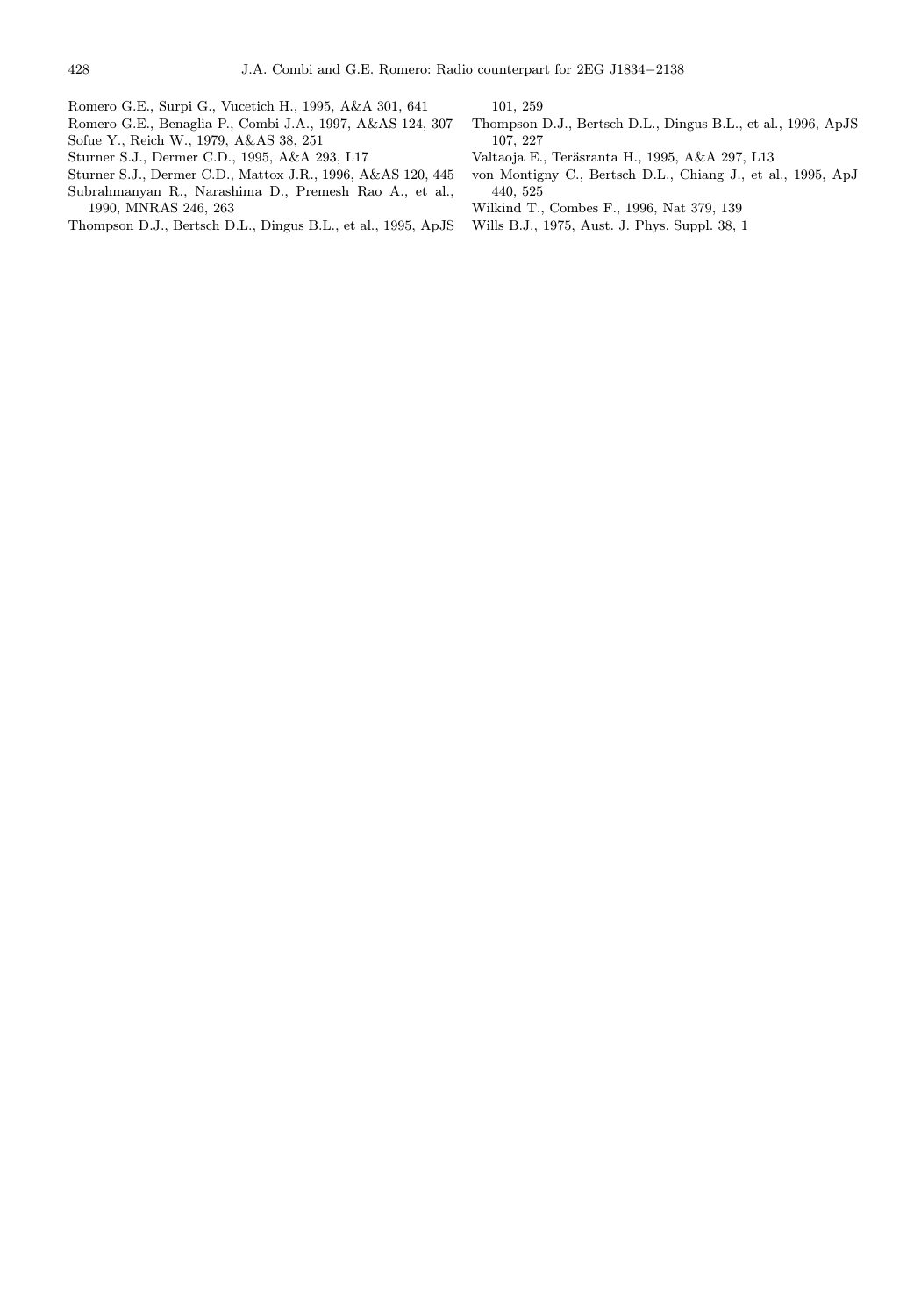Romero G.E., Surpi G., Vucetich H., 1995, A&A 301, 641

Romero G.E., Benaglia P., Combi J.A., 1997, A&AS 124, 307

Sofue Y., Reich W., 1979, A&AS 38, 251

Sturner S.J., Dermer C.D., 1995, A&A 293, L17

Sturner S.J., Dermer C.D., Mattox J.R., 1996, A&AS 120, 445

Subrahmanyan R., Narashima D., Premesh Rao A., et al., 1990, MNRAS 246, 263

Thompson D.J., Bertsch D.L., Dingus B.L., et al., 1995, ApJS 101, 259

Thompson D.J., Bertsch D.L., Dingus B.L., et al., 1996, ApJS 107, 227

Valtaoja E., Teräsranta H., 1995, A&A 297, L13

von Montigny C., Bertsch D.L., Chiang J., et al., 1995, ApJ 440, 525

Wilkind T., Combes F., 1996, Nat 379, 139

Wills B.J., 1975, Aust. J. Phys. Suppl. 38, 1